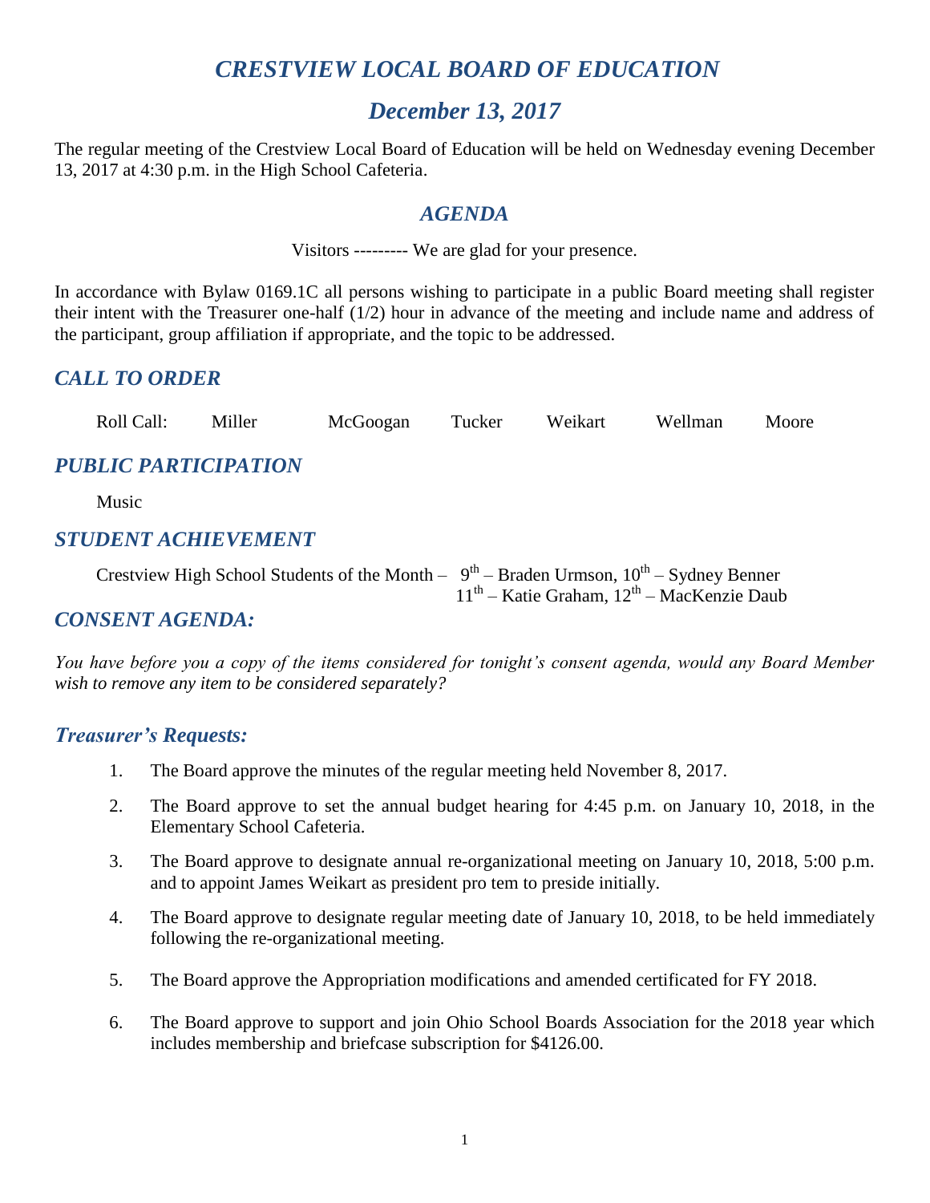# *CRESTVIEW LOCAL BOARD OF EDUCATION*

## *December 13, 2017*

The regular meeting of the Crestview Local Board of Education will be held on Wednesday evening December 13, 2017 at 4:30 p.m. in the High School Cafeteria.

### *AGENDA*

Visitors --------- We are glad for your presence.

In accordance with Bylaw 0169.1C all persons wishing to participate in a public Board meeting shall register their intent with the Treasurer one-half (1/2) hour in advance of the meeting and include name and address of the participant, group affiliation if appropriate, and the topic to be addressed.

### *CALL TO ORDER*

Roll Call: Miller McGoogan Tucker Weikart Wellman Moore

### *PUBLIC PARTICIPATION*

Music

### *STUDENT ACHIEVEMENT*

Crestview High School Students of the Month – 9th – Braden Urmson, 10th – Sydney Benner
11th – Katie Graham, 12th – MacKenzie Daub

### *CONSENT AGENDA:*

*You have before you a copy of the items considered for tonight's consent agenda, would any Board Member wish to remove any item to be considered separately?*

### *Treasurer's Requests:*

1. The Board approve the minutes of the regular meeting held November 8, 2017.
2. The Board approve to set the annual budget hearing for 4:45 p.m. on January 10, 2018, in the Elementary School Cafeteria.
3. The Board approve to designate annual re-organizational meeting on January 10, 2018, 5:00 p.m. and to appoint James Weikart as president pro tem to preside initially.
4. The Board approve to designate regular meeting date of January 10, 2018, to be held immediately following the re-organizational meeting.
5. The Board approve the Appropriation modifications and amended certificated for FY 2018.
6. The Board approve to support and join Ohio School Boards Association for the 2018 year which includes membership and briefcase subscription for $4126.00.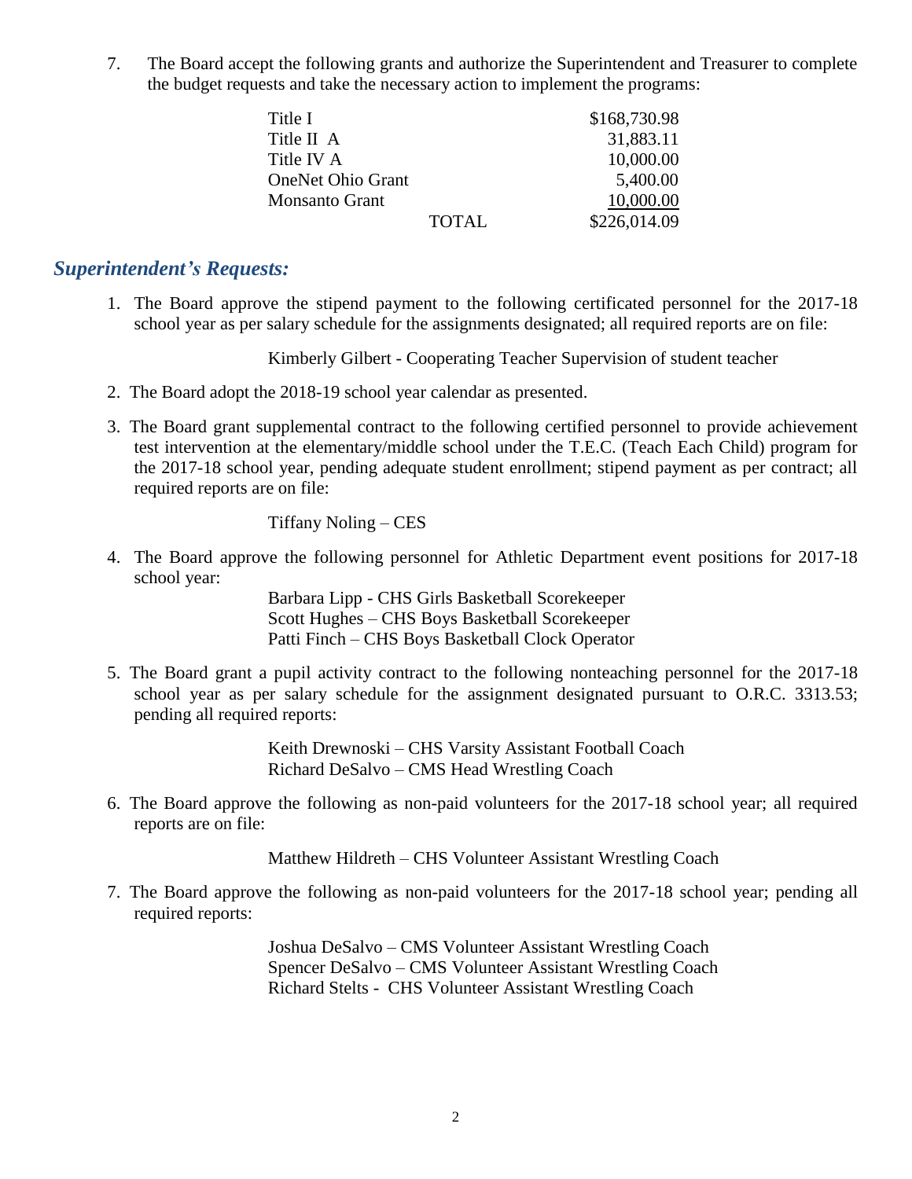7. The Board accept the following grants and authorize the Superintendent and Treasurer to complete the budget requests and take the necessary action to implement the programs:

| | | |
|---|---|---|
| Title I | | $168,730.98 |
| Title II A | | 31,883.11 |
| Title IV A | | 10,000.00 |
| OneNet Ohio Grant | | 5,400.00 |
| Monsanto Grant | | 10,000.00 |
| | TOTAL | $226,014.09 |

## *Superintendent's Requests:*

1. The Board approve the stipend payment to the following certificated personnel for the 2017-18 school year as per salary schedule for the assignments designated; all required reports are on file:

   Kimberly Gilbert - Cooperating Teacher Supervision of student teacher

2. The Board adopt the 2018-19 school year calendar as presented.

3. The Board grant supplemental contract to the following certified personnel to provide achievement test intervention at the elementary/middle school under the T.E.C. (Teach Each Child) program for the 2017-18 school year, pending adequate student enrollment; stipend payment as per contract; all required reports are on file:

   Tiffany Noling – CES

4. The Board approve the following personnel for Athletic Department event positions for 2017-18 school year:

   Barbara Lipp - CHS Girls Basketball Scorekeeper
   Scott Hughes – CHS Boys Basketball Scorekeeper
   Patti Finch – CHS Boys Basketball Clock Operator

5. The Board grant a pupil activity contract to the following nonteaching personnel for the 2017-18 school year as per salary schedule for the assignment designated pursuant to O.R.C. 3313.53; pending all required reports:

   Keith Drewnoski – CHS Varsity Assistant Football Coach
   Richard DeSalvo – CMS Head Wrestling Coach

6. The Board approve the following as non-paid volunteers for the 2017-18 school year; all required reports are on file:

   Matthew Hildreth – CHS Volunteer Assistant Wrestling Coach

7. The Board approve the following as non-paid volunteers for the 2017-18 school year; pending all required reports:

   Joshua DeSalvo – CMS Volunteer Assistant Wrestling Coach
   Spencer DeSalvo – CMS Volunteer Assistant Wrestling Coach
   Richard Stelts - CHS Volunteer Assistant Wrestling Coach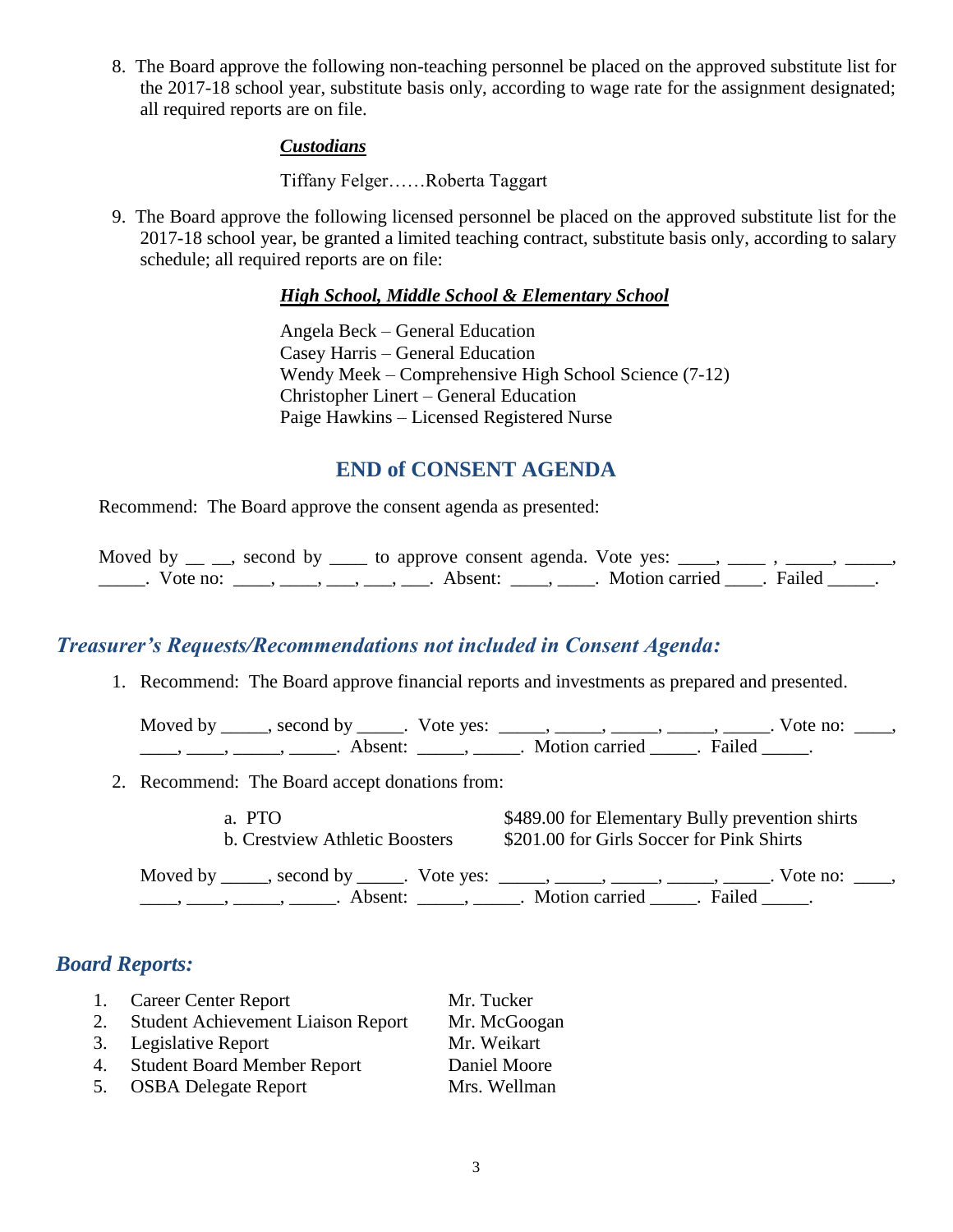8. The Board approve the following non-teaching personnel be placed on the approved substitute list for the 2017-18 school year, substitute basis only, according to wage rate for the assignment designated; all required reports are on file.

   ***Custodians***

   Tiffany Felger……Roberta Taggart

9. The Board approve the following licensed personnel be placed on the approved substitute list for the 2017-18 school year, be granted a limited teaching contract, substitute basis only, according to salary schedule; all required reports are on file:

   ***High School, Middle School & Elementary School***

   Angela Beck – General Education
   Casey Harris – General Education
   Wendy Meek – Comprehensive High School Science (7-12)
   Christopher Linert – General Education
   Paige Hawkins – Licensed Registered Nurse

## END of CONSENT AGENDA

Recommend: The Board approve the consent agenda as presented:

Moved by __ __, second by ____ to approve consent agenda. Vote yes: ____, ____ , _____, _____, _____. Vote no: ____, ____, ___, ___, ___. Absent: ____, ____. Motion carried ____. Failed _____.

## *Treasurer's Requests/Recommendations not included in Consent Agenda:*

1. Recommend: The Board approve financial reports and investments as prepared and presented.

   Moved by _____, second by _____. Vote yes: _____, _____, _____, _____, _____. Vote no: ____, ____, ____, _____, _____. Absent: _____, _____. Motion carried _____. Failed _____.

2. Recommend: The Board accept donations from:

   | | |
   |---|---|
   | a. PTO | $489.00 for Elementary Bully prevention shirts |
   | b. Crestview Athletic Boosters | $201.00 for Girls Soccer for Pink Shirts |

   Moved by _____, second by _____. Vote yes: _____, _____, _____, _____, _____. Vote no: ____, ____, ____, _____, _____. Absent: _____, _____. Motion carried _____. Failed _____.

## *Board Reports:*

| | |
|---|---|
| 1. Career Center Report | Mr. Tucker |
| 2. Student Achievement Liaison Report | Mr. McGoogan |
| 3. Legislative Report | Mr. Weikart |
| 4. Student Board Member Report | Daniel Moore |
| 5. OSBA Delegate Report | Mrs. Wellman |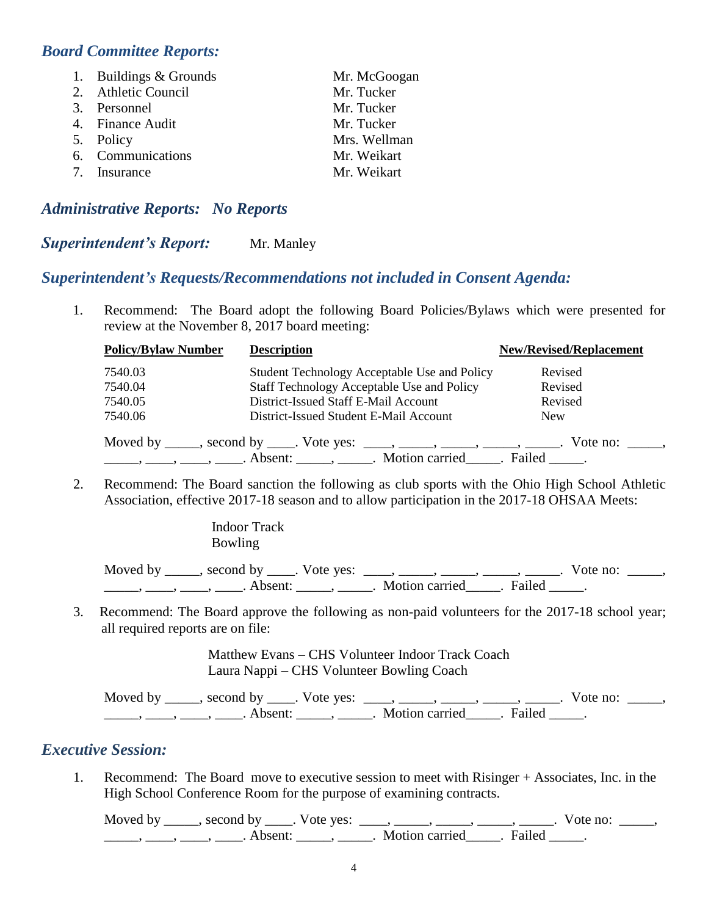## *Board Committee Reports:*

| | |
|---|---|
| 1. Buildings & Grounds | Mr. McGoogan |
| 2. Athletic Council | Mr. Tucker |
| 3. Personnel | Mr. Tucker |
| 4. Finance Audit | Mr. Tucker |
| 5. Policy | Mrs. Wellman |
| 6. Communications | Mr. Weikart |
| 7. Insurance | Mr. Weikart |

## *Administrative Reports: No Reports*

## *Superintendent's Report:* Mr. Manley

## *Superintendent's Requests/Recommendations not included in Consent Agenda:*

1. Recommend: The Board adopt the following Board Policies/Bylaws which were presented for review at the November 8, 2017 board meeting:

| Policy/Bylaw Number | Description | New/Revised/Replacement |
|---|---|---|
| 7540.03 | Student Technology Acceptable Use and Policy | Revised |
| 7540.04 | Staff Technology Acceptable Use and Policy | Revised |
| 7540.05 | District-Issued Staff E-Mail Account | Revised |
| 7540.06 | District-Issued Student E-Mail Account | New |

Moved by _____, second by ____. Vote yes: ____, _____, _____, _____, _____. Vote no: _____, _____, ____, ____, ____. Absent: _____, _____. Motion carried_____. Failed _____.

2. Recommend: The Board sanction the following as club sports with the Ohio High School Athletic Association, effective 2017-18 season and to allow participation in the 2017-18 OHSAA Meets:

   Indoor Track
   Bowling

Moved by _____, second by ____. Vote yes: ____, _____, _____, _____, _____. Vote no: _____, _____, ____, ____, ____. Absent: _____, _____. Motion carried_____. Failed _____.

3. Recommend: The Board approve the following as non-paid volunteers for the 2017-18 school year; all required reports are on file:

   Matthew Evans – CHS Volunteer Indoor Track Coach
   Laura Nappi – CHS Volunteer Bowling Coach

Moved by _____, second by ____. Vote yes: ____, _____, _____, _____, _____. Vote no: _____, _____, ____, ____, ____. Absent: _____, _____. Motion carried_____. Failed _____.

## *Executive Session:*

1. Recommend: The Board move to executive session to meet with Risinger + Associates, Inc. in the High School Conference Room for the purpose of examining contracts.

Moved by _____, second by ____. Vote yes: ____, _____, _____, _____, _____. Vote no: _____, _____, ____, ____, ____. Absent: _____, _____. Motion carried_____. Failed _____.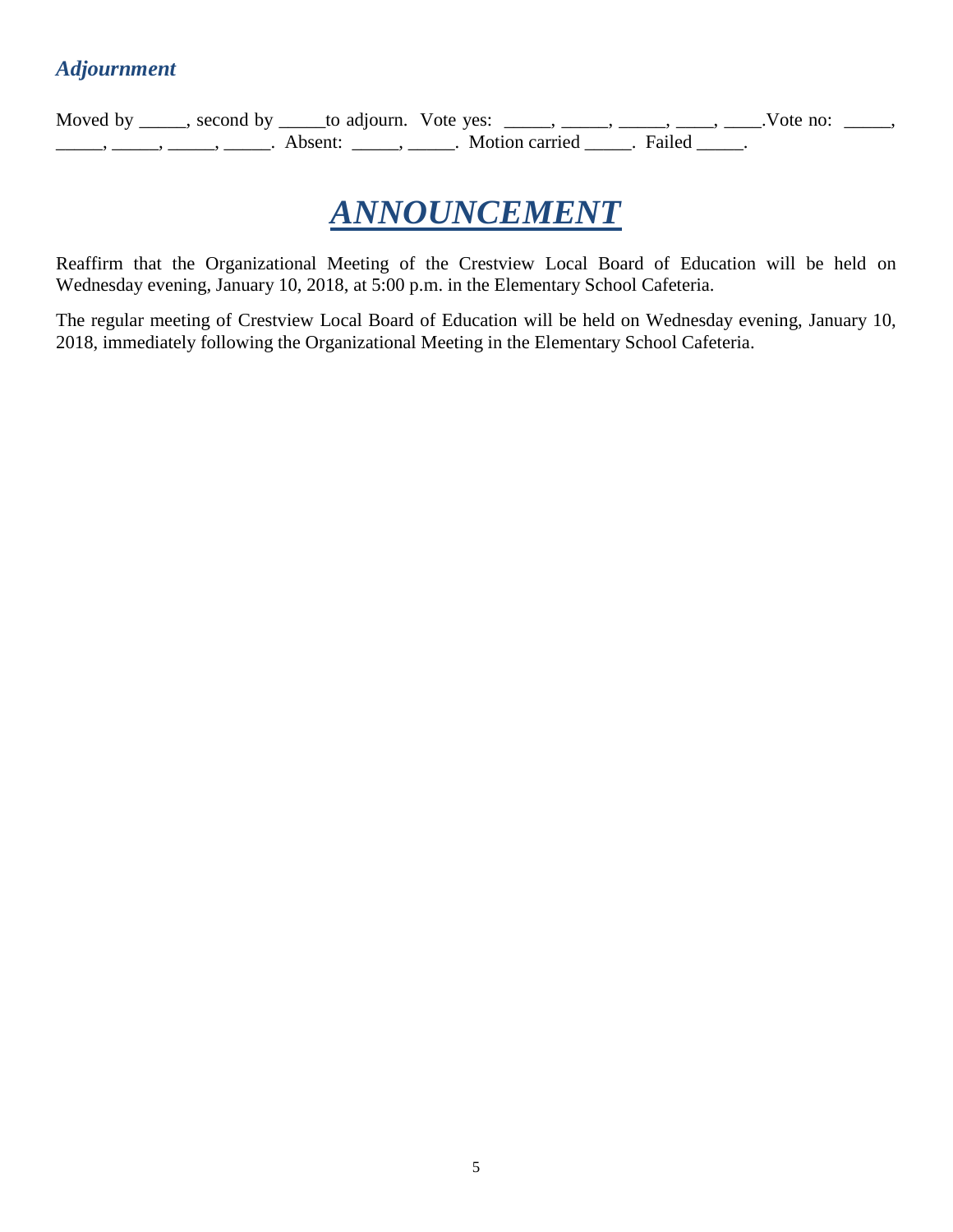### *Adjournment*

Moved by _____, second by _____to adjourn. Vote yes: _____, _____, _____, ____, ____.Vote no: _____, _____, _____, _____, _____. Absent: _____, _____. Motion carried _____. Failed _____.

# ***ANNOUNCEMENT***

Reaffirm that the Organizational Meeting of the Crestview Local Board of Education will be held on Wednesday evening, January 10, 2018, at 5:00 p.m. in the Elementary School Cafeteria.

The regular meeting of Crestview Local Board of Education will be held on Wednesday evening, January 10, 2018, immediately following the Organizational Meeting in the Elementary School Cafeteria.